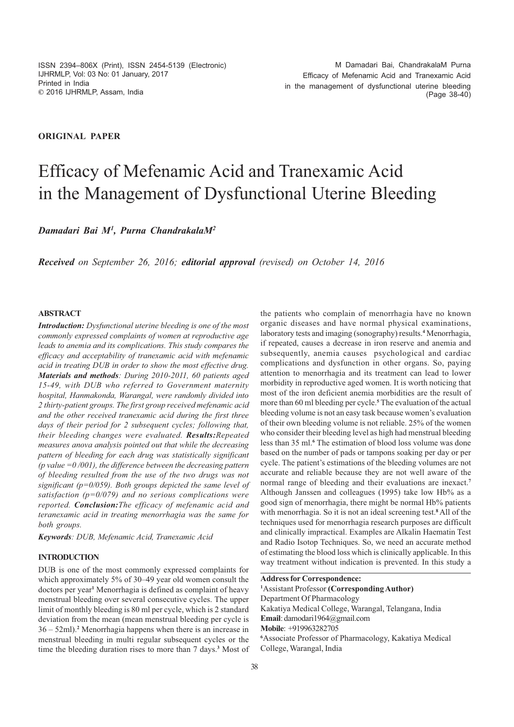ORIGINAL PAPER

# Efficacy of Mefenamic Acid and Tranexamic Acid in the Management of Dysfunctional Uterine Bleeding

*Damadari Bai M[1], Purna ChandrakalaM[2]*

***Received*** *on September 26, 2016;* ***editorial approval*** *(revised) on October 14, 2016*

## ABSTRACT

***Introduction:*** *Dysfunctional uterine bleeding is one of the most commonly expressed complaints of women at reproductive age leads to anemia and its complications. This study compares the efficacy and acceptability of tranexamic acid with mefenamic acid in treating DUB in order to show the most effective drug.* ***Materials and methods****: During 2010-2011, 60 patients aged 15-49, with DUB who referred to Government maternity hospital, Hanmakonda, Warangal, were randomly divided into 2 thirty-patient groups. The first group received mefenamic acid and the other received tranexamic acid during the first three days of their period for 2 subsequent cycles; following that, their bleeding changes were evaluated.* ***Results:****Repeated measures anova analysis pointed out that while the decreasing pattern of bleeding for each drug was statistically significant (p value =0 /001), the difference between the decreasing pattern of bleeding resulted from the use of the two drugs was not significant (p=0/059). Both groups depicted the same level of satisfaction (p=0/079) and no serious complications were reported.* ***Conclusion:****The efficacy of mefenamic acid and teranexamic acid in treating menorrhagia was the same for both groups.*

*Keywords: DUB, Mefenamic Acid, Tranexamic Acid*

## INTRODUCTION

DUB is one of the most commonly expressed complaints for which approximately 5% of 30–49 year old women consult the doctors per year[1] Menorrhagia is defined as complaint of heavy menstrual bleeding over several consecutive cycles. The upper limit of monthly bleeding is 80 ml per cycle, which is 2 standard deviation from the mean (mean menstrual bleeding per cycle is 36 – 52ml).[2] Menorrhagia happens when there is an increase in menstrual bleeding in multi regular subsequent cycles or the time the bleeding duration rises to more than 7 days.[3] Most of the patients who complain of menorrhagia have no known organic diseases and have normal physical examinations, laboratory tests and imaging (sonography) results.[4] Menorrhagia, if repeated, causes a decrease in iron reserve and anemia and subsequently, anemia causes psychological and cardiac complications and dysfunction in other organs. So, paying attention to menorrhagia and its treatment can lead to lower morbidity in reproductive aged women. It is worth noticing that most of the iron deficient anemia morbidities are the result of more than 60 ml bleeding per cycle.[5] The evaluation of the actual bleeding volume is not an easy task because women's evaluation of their own bleeding volume is not reliable. 25% of the women who consider their bleeding level as high had menstrual bleeding less than 35 ml.[6] The estimation of blood loss volume was done based on the number of pads or tampons soaking per day or per cycle. The patient's estimations of the bleeding volumes are not accurate and reliable because they are not well aware of the normal range of bleeding and their evaluations are inexact.[7] Although Janssen and colleagues (1995) take low Hb% as a good sign of menorrhagia, there might be normal Hb% patients with menorrhagia. So it is not an ideal screening test.[8] All of the techniques used for menorrhagia research purposes are difficult and clinically impractical. Examples are Alkalin Haematin Test and Radio Isotop Techniques. So, we need an accurate method of estimating the blood loss which is clinically applicable. In this way treatment without indication is prevented. In this study a

**Address for Correspondence:**
[1]Assistant Professor **(Corresponding Author)**
Department Of Pharmacology
Kakatiya Medical College, Warangal, Telangana, India
**Email**: damodari1964@gmail.com
**Mobile**: +919963282705
[6]Associate Professor of Pharmacology, Kakatiya Medical College, Warangal, India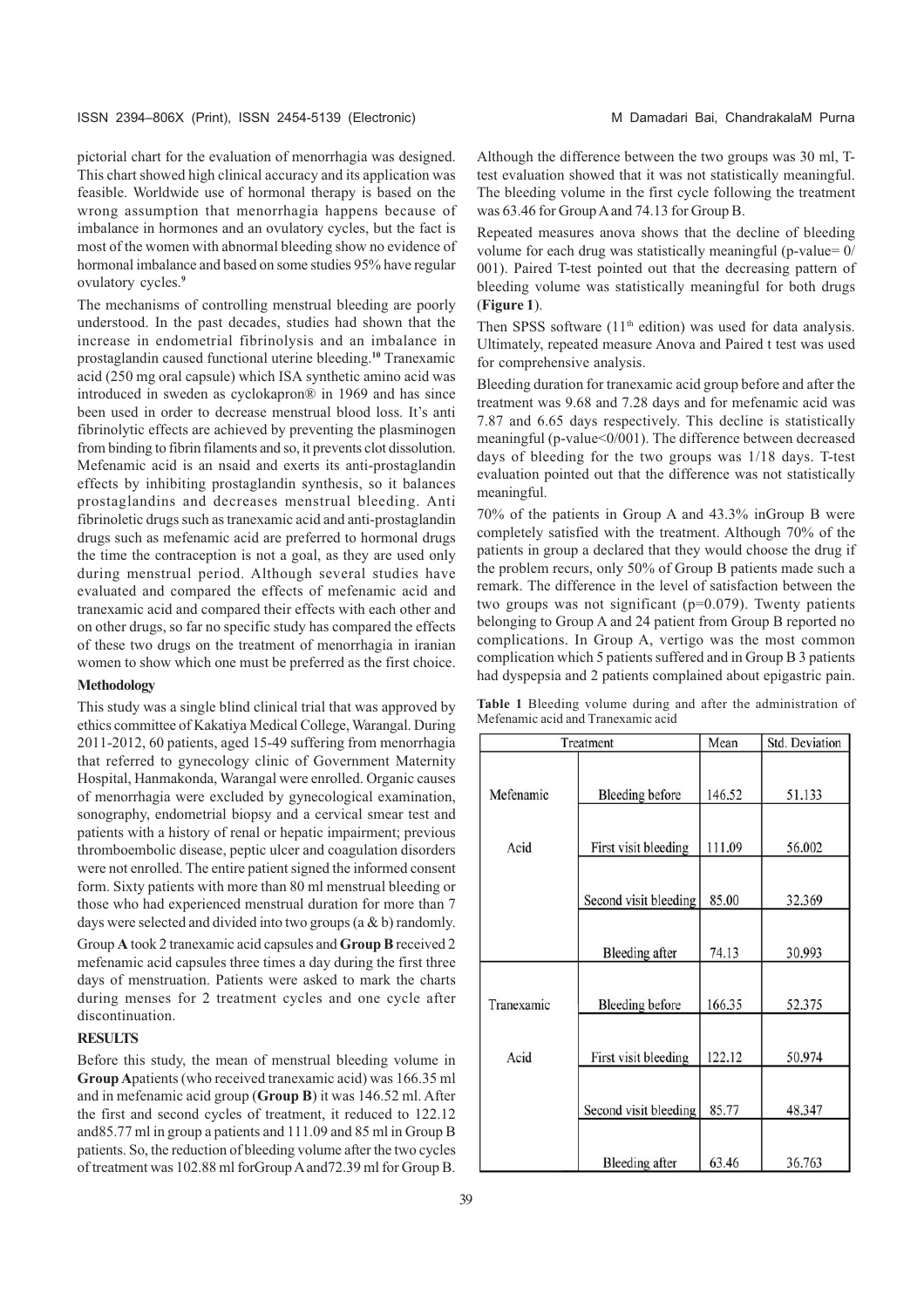pictorial chart for the evaluation of menorrhagia was designed. This chart showed high clinical accuracy and its application was feasible. Worldwide use of hormonal therapy is based on the wrong assumption that menorrhagia happens because of imbalance in hormones and an ovulatory cycles, but the fact is most of the women with abnormal bleeding show no evidence of hormonal imbalance and based on some studies 95% have regular ovulatory cycles.[9]

The mechanisms of controlling menstrual bleeding are poorly understood. In the past decades, studies had shown that the increase in endometrial fibrinolysis and an imbalance in prostaglandin caused functional uterine bleeding.[10] Tranexamic acid (250 mg oral capsule) which ISA synthetic amino acid was introduced in sweden as cyclokapron® in 1969 and has since been used in order to decrease menstrual blood loss. It's anti fibrinolytic effects are achieved by preventing the plasminogen from binding to fibrin filaments and so, it prevents clot dissolution. Mefenamic acid is an nsaid and exerts its anti-prostaglandin effects by inhibiting prostaglandin synthesis, so it balances prostaglandins and decreases menstrual bleeding. Anti fibrinoletic drugs such as tranexamic acid and anti-prostaglandin drugs such as mefenamic acid are preferred to hormonal drugs the time the contraception is not a goal, as they are used only during menstrual period. Although several studies have evaluated and compared the effects of mefenamic acid and tranexamic acid and compared their effects with each other and on other drugs, so far no specific study has compared the effects of these two drugs on the treatment of menorrhagia in iranian women to show which one must be preferred as the first choice.

## Methodology

This study was a single blind clinical trial that was approved by ethics committee of Kakatiya Medical College, Warangal. During 2011-2012, 60 patients, aged 15-49 suffering from menorrhagia that referred to gynecology clinic of Government Maternity Hospital, Hanmakonda, Warangal were enrolled. Organic causes of menorrhagia were excluded by gynecological examination, sonography, endometrial biopsy and a cervical smear test and patients with a history of renal or hepatic impairment; previous thromboembolic disease, peptic ulcer and coagulation disorders were not enrolled. The entire patient signed the informed consent form. Sixty patients with more than 80 ml menstrual bleeding or those who had experienced menstrual duration for more than 7 days were selected and divided into two groups (a & b) randomly.

Group **A** took 2 tranexamic acid capsules and **Group B** received 2 mefenamic acid capsules three times a day during the first three days of menstruation. Patients were asked to mark the charts during menses for 2 treatment cycles and one cycle after discontinuation.

## RESULTS

Before this study, the mean of menstrual bleeding volume in **Group A**patients (who received tranexamic acid) was 166.35 ml and in mefenamic acid group (**Group B**) it was 146.52 ml. After the first and second cycles of treatment, it reduced to 122.12 and85.77 ml in group a patients and 111.09 and 85 ml in Group B patients. So, the reduction of bleeding volume after the two cycles of treatment was 102.88 ml forGroup A and72.39 ml for Group B.

Although the difference between the two groups was 30 ml, T-test evaluation showed that it was not statistically meaningful. The bleeding volume in the first cycle following the treatment was 63.46 for Group A and 74.13 for Group B.

Repeated measures anova shows that the decline of bleeding volume for each drug was statistically meaningful (p-value= 0/ 001). Paired T-test pointed out that the decreasing pattern of bleeding volume was statistically meaningful for both drugs (**Figure 1**).

Then SPSS software (11th edition) was used for data analysis. Ultimately, repeated measures Anova and Paired t test was used for comprehensive analysis.

Bleeding duration for tranexamic acid group before and after the treatment was 9.68 and 7.28 days and for mefenamic acid was 7.87 and 6.65 days respectively. This decline is statistically meaningful (p-value<0/001). The difference between decreased days of bleeding for the two groups was 1/18 days. T-test evaluation pointed out that the difference was not statistically meaningful.

70% of the patients in Group A and 43.3% inGroup B were completely satisfied with the treatment. Although 70% of the patients in group a declared that they would choose the drug if the problem recurs, only 50% of Group B patients made such a remark. The difference in the level of satisfaction between the two groups was not significant (p=0.079). Twenty patients belonging to Group A and 24 patient from Group B reported no complications. In Group A, vertigo was the most common complication which 5 patients suffered and in Group B 3 patients had dyspepsia and 2 patients complained about epigastric pain.

**Table 1** Bleeding volume during and after the administration of Mefenamic acid and Tranexamic acid

| Treatment | | Mean | Std. Deviation |
|---|---|---|---|
| Mefenamic Acid | Bleeding before | 146.52 | 51.133 |
| | First visit bleeding | 111.09 | 56.002 |
| | Second visit bleeding | 85.00 | 32.369 |
| | Bleeding after | 74.13 | 30.993 |
| Tranexamic Acid | Bleeding before | 166.35 | 52.375 |
| | First visit bleeding | 122.12 | 50.974 |
| | Second visit bleeding | 85.77 | 48.347 |
| | Bleeding after | 63.46 | 36.763 |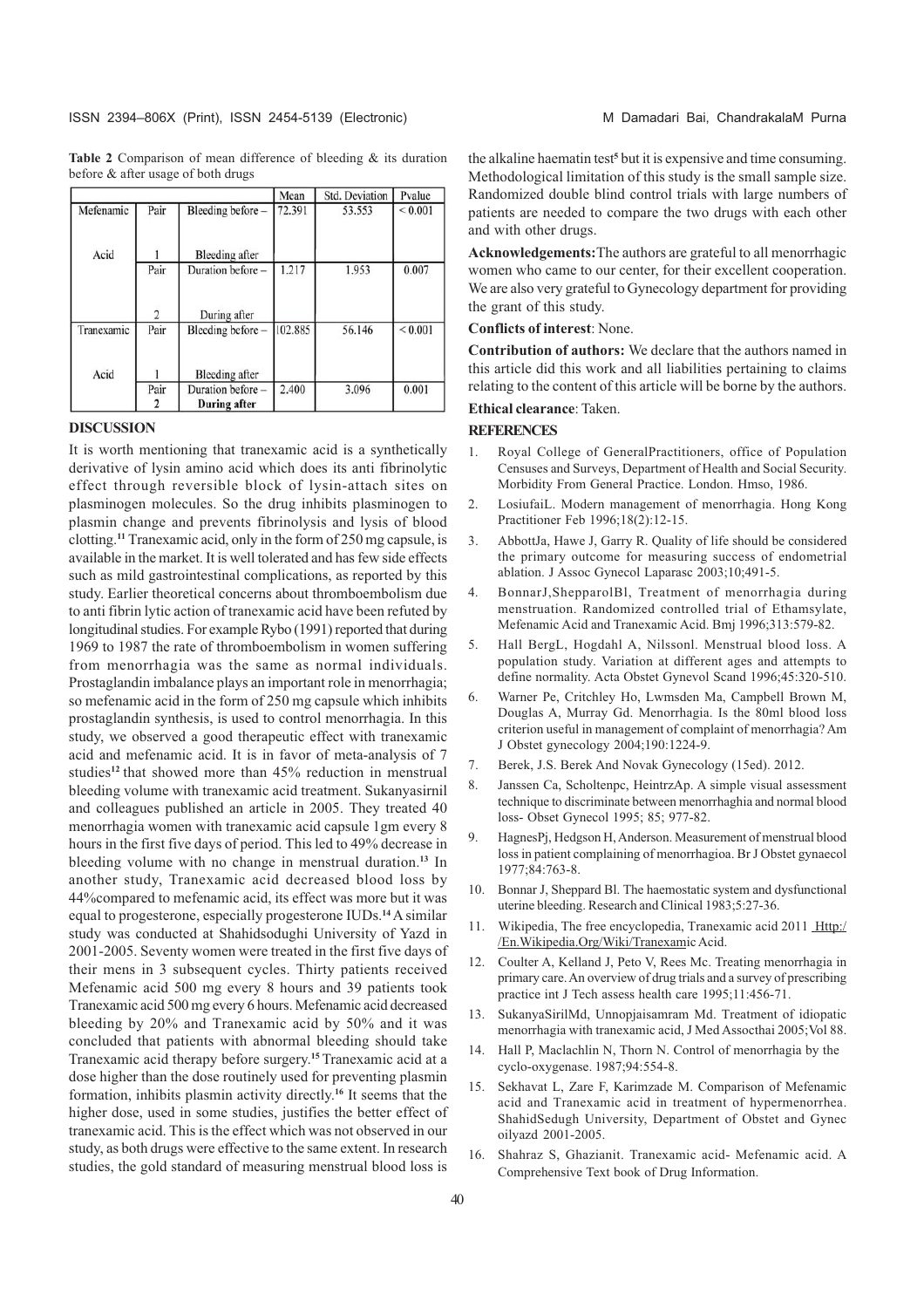**Table 2** Comparison of mean difference of bleeding & its duration before & after usage of both drugs

| | | | Mean | Std. Deviation | Pvalue |
|---|---|---|---|---|---|
| Mefenamic Acid | Pair 1 | Bleeding before – Bleeding after | 72.391 | 53.553 | < 0.001 |
| | Pair 2 | Duration before – During after | 1.217 | 1.953 | 0.007 |
| Tranexamic Acid | Pair 1 | Bleeding before – Bleeding after | 102.885 | 56.146 | < 0.001 |
| | Pair 2 | Duration before – During after | 2.400 | 3.096 | 0.001 |

## DISCUSSION

It is worth mentioning that tranexamic acid is a synthetically derivative of lysin amino acid which does its anti fibrinolytic effect through reversible block of lysin-attach sites on plasminogen molecules. So the drug inhibits plasminogen to plasmin change and prevents fibrinolysis and lysis of blood clotting.[11] Tranexamic acid, only in the form of 250 mg capsule, is available in the market. It is well tolerated and has few side effects such as mild gastrointestinal complications, as reported by this study. Earlier theoretical concerns about thromboembolism due to anti fibrin lytic action of tranexamic acid have been refuted by longitudinal studies. For example Rybo (1991) reported that during 1969 to 1987 the rate of thromboembolism in women suffering from menorrhagia was the same as normal individuals. Prostaglandin imbalance plays an important role in menorrhagia; so mefenamic acid in the form of 250 mg capsule which inhibits prostaglandin synthesis, is used to control menorrhagia. In this study, we observed a good therapeutic effect with tranexamic acid and mefenamic acid. It is in favor of meta-analysis of 7 studies[12] that showed more than 45% reduction in menstrual bleeding volume with tranexamic acid treatment. Sukanyasirnil and colleagues published an article in 2005. They treated 40 menorrhagia women with tranexamic acid capsule 1gm every 8 hours in the first five days of period. This led to 49% decrease in bleeding volume with no change in menstrual duration.[13] In another study, Tranexamic acid decreased blood loss by 44%compared to mefenamic acid, its effect was more but it was equal to progesterone, especially progesterone IUDs.[14] A similar study was conducted at Shahidsodughi University of Yazd in 2001-2005. Seventy women were treated in the first five days of their mens in 3 subsequent cycles. Thirty patients received Mefenamic acid 500 mg every 8 hours and 39 patients took Tranexamic acid 500 mg every 6 hours. Mefenamic acid decreased bleeding by 20% and Tranexamic acid by 50% and it was concluded that patients with abnormal bleeding should take Tranexamic acid therapy before surgery.[15] Tranexamic acid at a dose higher than the dose routinely used for preventing plasmin formation, inhibits plasmin activity directly.[16] It seems that the higher dose, used in some studies, justifies the better effect of tranexamic acid. This is the effect which was not observed in our study, as both drugs were effective to the same extent. In research studies, the gold standard of measuring menstrual blood loss is the alkaline haematin test[5] but it is expensive and time consuming. Methodological limitation of this study is the small sample size. Randomized double blind control trials with large numbers of patients are needed to compare the two drugs with each other and with other drugs.

**Acknowledgements:** The authors are grateful to all menorrhagic women who came to our center, for their excellent cooperation. We are also very grateful to Gynecology department for providing the grant of this study.

**Conflicts of interest**: None.

**Contribution of authors:** We declare that the authors named in this article did this work and all liabilities pertaining to claims relating to the content of this article will be borne by the authors.

**Ethical clearance**: Taken.

## REFERENCES

1. Royal College of GeneralPractitioners, office of Population Censuses and Surveys, Department of Health and Social Security. Morbidity From General Practice. London. Hmso, 1986.
2. LosiufaiL. Modern management of menorrhagia. Hong Kong Practitioner Feb 1996;18(2):12-15.
3. AbbottJa, Hawe J, Garry R. Quality of life should be considered the primary outcome for measuring success of endometrial ablation. J Assoc Gynecol Laparasc 2003;10;491-5.
4. BonnarJ,ShepparolBl, Treatment of menorrhagia during menstruation. Randomized controlled trial of Ethamsylate, Mefenamic Acid and Tranexamic Acid. Bmj 1996;313:579-82.
5. Hall BergL, Hogdahl A, Nilssonl. Menstrual blood loss. A population study. Variation at different ages and attempts to define normality. Acta Obstet Gynevol Scand 1996;45:320-510.
6. Warner Pe, Critchley Ho, Lwmsden Ma, Campbell Brown M, Douglas A, Murray Gd. Menorrhagia. Is the 80ml blood loss criterion useful in management of complaint of menorrhagia? Am J Obstet gynecology 2004;190:1224-9.
7. Berek, J.S. Berek And Novak Gynecology (15ed). 2012.
8. Janssen Ca, Scholtenpc, HeintrzAp. A simple visual assessment technique to discriminate between menorrhaghia and normal blood loss- Obset Gynecol 1995; 85; 977-82.
9. HagnesPj, Hedgson H, Anderson. Measurement of menstrual blood loss in patient complaining of menorrhagioa. Br J Obstet gynaecol 1977;84:763-8.
10. Bonnar J, Sheppard Bl. The haemostatic system and dysfunctional uterine bleeding. Research and Clinical 1983;5:27-36.
11. Wikipedia, The free encyclopedia, Tranexamic acid 2011 Http://En.Wikipedia.Org/Wiki/Tranexamic Acid.
12. Coulter A, Kelland J, Peto V, Rees Mc. Treating menorrhagia in primary care. An overview of drug trials and a survey of prescribing practice int J Tech assess health care 1995;11:456-71.
13. SukanyaSirilMd, Unnopjaisamram Md. Treatment of idiopatic menorrhagia with tranexamic acid, J Med Assocthai 2005;Vol 88.
14. Hall P, Maclachlin N, Thorn N. Control of menorrhagia by the cyclo-oxygenase. 1987;94:554-8.
15. Sekhavat L, Zare F, Karimzade M. Comparison of Mefenamic acid and Tranexamic acid in treatment of hypermenorrhea. ShahidSedugh University, Department of Obstet and Gynec oilyazd 2001-2005.
16. Shahraz S, Ghazianit. Tranexamic acid- Mefenamic acid. A Comprehensive Text book of Drug Information.